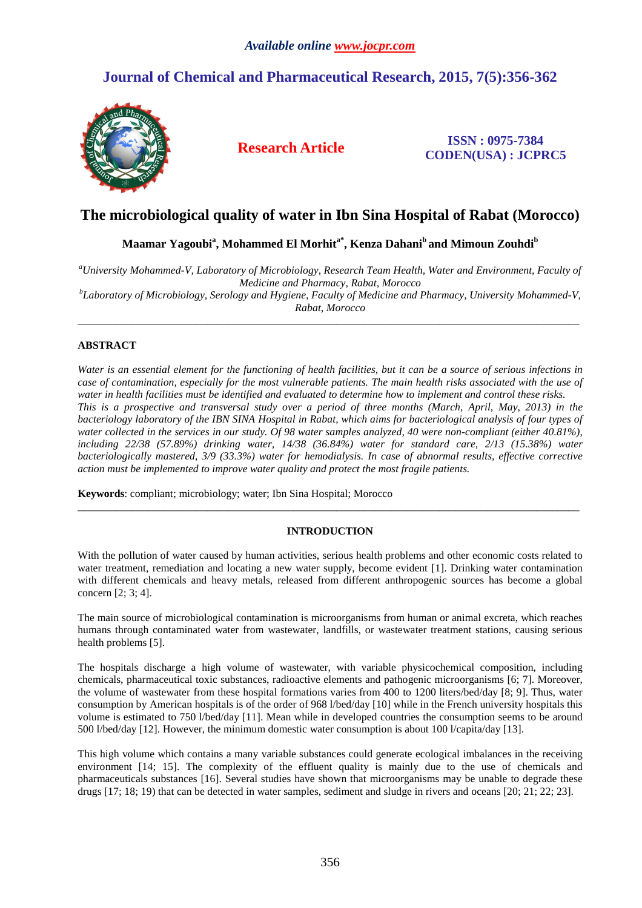# The microbiological quality of water in Ibn Sina Hospital of Rabat (Morocco)

**Maamar Yagoubi[a], Mohammed El Morhit[a*], Kenza Dahani[b] and Mimoun Zouhdi[b]**

*[a]University Mohammed-V, Laboratory of Microbiology, Research Team Health, Water and Environment, Faculty of Medicine and Pharmacy, Rabat, Morocco*
*[b]Laboratory of Microbiology, Serology and Hygiene, Faculty of Medicine and Pharmacy, University Mohammed-V, Rabat, Morocco*

---

## ABSTRACT

*Water is an essential element for the functioning of health facilities, but it can be a source of serious infections in case of contamination, especially for the most vulnerable patients. The main health risks associated with the use of water in health facilities must be identified and evaluated to determine how to implement and control these risks. This is a prospective and transversal study over a period of three months (March, April, May, 2013) in the bacteriology laboratory of the IBN SINA Hospital in Rabat, which aims for bacteriological analysis of four types of water collected in the services in our study. Of 98 water samples analyzed, 40 were non-compliant (either 40.81%), including 22/38 (57.89%) drinking water, 14/38 (36.84%) water for standard care, 2/13 (15.38%) water bacteriologically mastered, 3/9 (33.3%) water for hemodialysis. In case of abnormal results, effective corrective action must be implemented to improve water quality and protect the most fragile patients.*

**Keywords**: compliant; microbiology; water; Ibn Sina Hospital; Morocco

---

## INTRODUCTION

With the pollution of water caused by human activities, serious health problems and other economic costs related to water treatment, remediation and locating a new water supply, become evident [1]. Drinking water contamination with different chemicals and heavy metals, released from different anthropogenic sources has become a global concern [2; 3; 4].

The main source of microbiological contamination is microorganisms from human or animal excreta, which reaches humans through contaminated water from wastewater, landfills, or wastewater treatment stations, causing serious health problems [5].

The hospitals discharge a high volume of wastewater, with variable physicochemical composition, including chemicals, pharmaceutical toxic substances, radioactive elements and pathogenic microorganisms [6; 7]. Moreover, the volume of wastewater from these hospital formations varies from 400 to 1200 liters/bed/day [8; 9]. Thus, water consumption by American hospitals is of the order of 968 l/bed/day [10] while in the French university hospitals this volume is estimated to 750 l/bed/day [11]. Mean while in developed countries the consumption seems to be around 500 l/bed/day [12]. However, the minimum domestic water consumption is about 100 l/capita/day [13].

This high volume which contains a many variable substances could generate ecological imbalances in the receiving environment [14; 15]. The complexity of the effluent quality is mainly due to the use of chemicals and pharmaceuticals substances [16]. Several studies have shown that microorganisms may be unable to degrade these drugs [17; 18; 19) that can be detected in water samples, sediment and sludge in rivers and oceans [20; 21; 22; 23].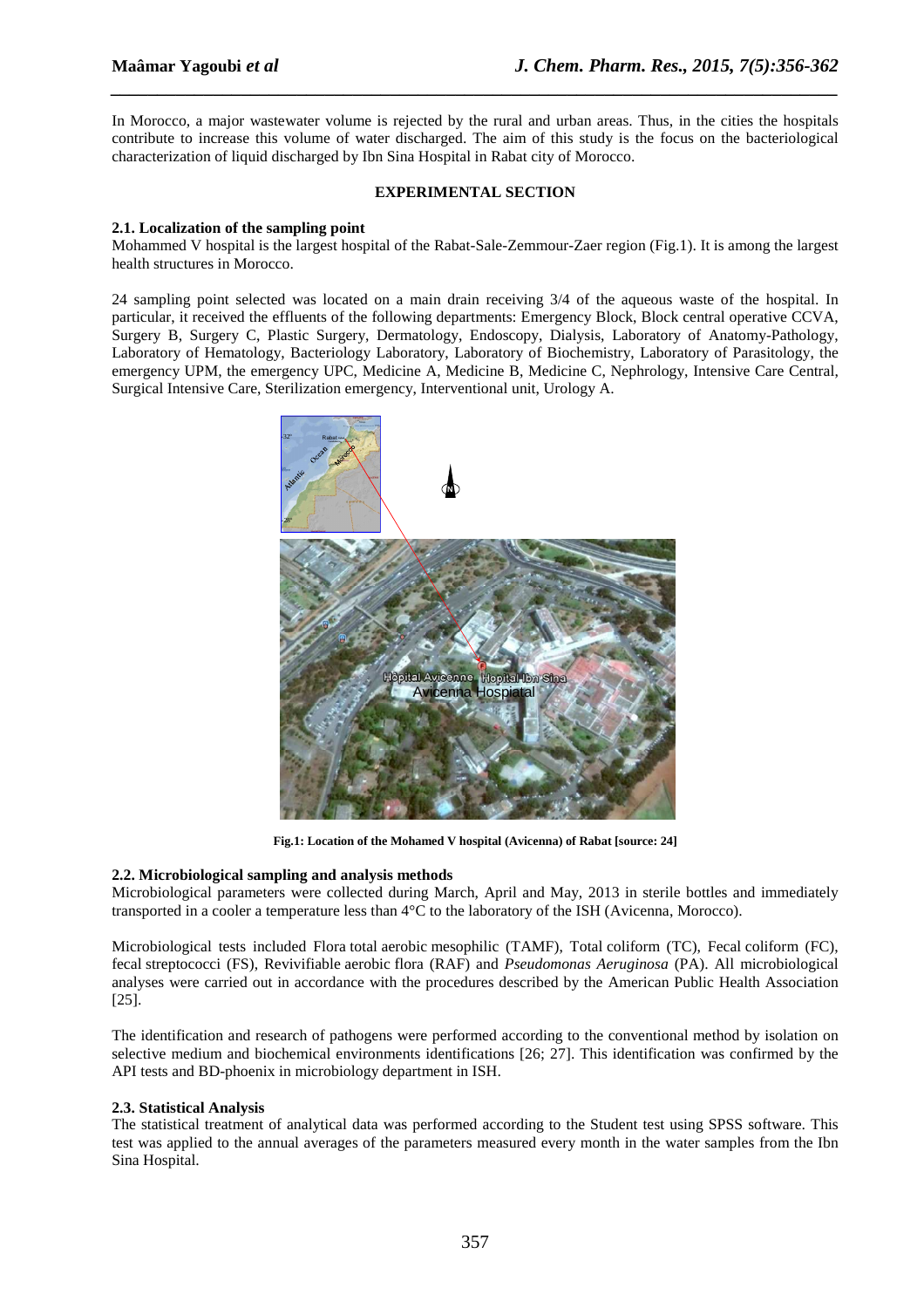In Morocco, a major wastewater volume is rejected by the rural and urban areas. Thus, in the cities the hospitals contribute to increase this volume of water discharged. The aim of this study is the focus on the bacteriological characterization of liquid discharged by Ibn Sina Hospital in Rabat city of Morocco.

## EXPERIMENTAL SECTION

### 2.1. Localization of the sampling point

Mohammed V hospital is the largest hospital of the Rabat-Sale-Zemmour-Zaer region (Fig.1). It is among the largest health structures in Morocco.

24 sampling point selected was located on a main drain receiving 3/4 of the aqueous waste of the hospital. In particular, it received the effluents of the following departments: Emergency Block, Block central operative CCVA, Surgery B, Surgery C, Plastic Surgery, Dermatology, Endoscopy, Dialysis, Laboratory of Anatomy-Pathology, Laboratory of Hematology, Bacteriology Laboratory, Laboratory of Biochemistry, Laboratory of Parasitology, the emergency UPM, the emergency UPC, Medicine A, Medicine B, Medicine C, Nephrology, Intensive Care Central, Surgical Intensive Care, Sterilization emergency, Interventional unit, Urology A.

**Fig.1: Location of the Mohamed V hospital (Avicenna) of Rabat [source: 24]**

### 2.2. Microbiological sampling and analysis methods

Microbiological parameters were collected during March, April and May, 2013 in sterile bottles and immediately transported in a cooler a temperature less than 4°C to the laboratory of the ISH (Avicenna, Morocco).

Microbiological tests included Flora total aerobic mesophilic (TAMF), Total coliform (TC), Fecal coliform (FC), fecal streptococci (FS), Revivifiable aerobic flora (RAF) and *Pseudomonas Aeruginosa* (PA). All microbiological analyses were carried out in accordance with the procedures described by the American Public Health Association [25].

The identification and research of pathogens were performed according to the conventional method by isolation on selective medium and biochemical environments identifications [26; 27]. This identification was confirmed by the API tests and BD-phoenix in microbiology department in ISH.

### 2.3. Statistical Analysis

The statistical treatment of analytical data was performed according to the Student test using SPSS software. This test was applied to the annual averages of the parameters measured every month in the water samples from the Ibn Sina Hospital.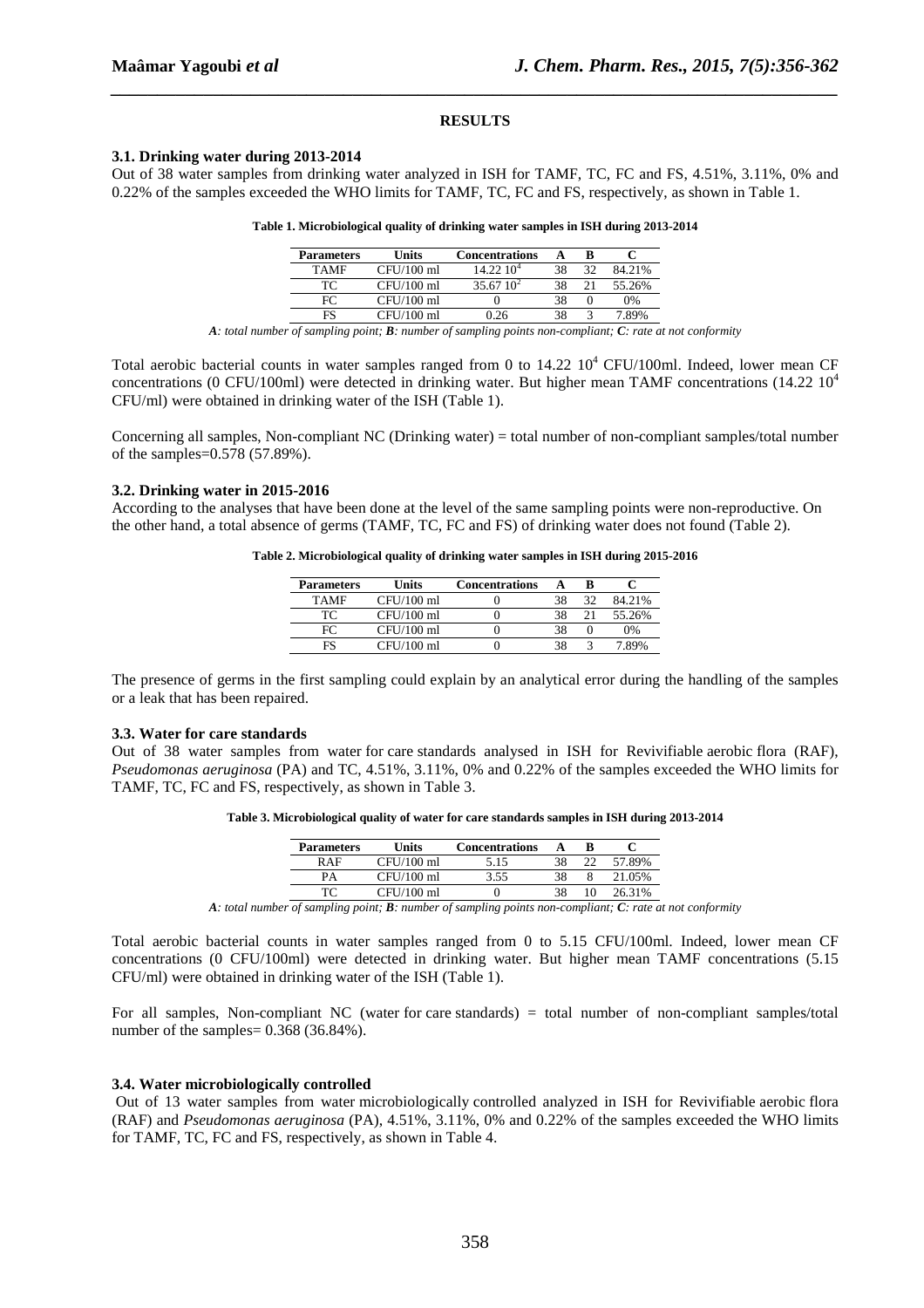## RESULTS

### 3.1. Drinking water during 2013-2014

Out of 38 water samples from drinking water analyzed in ISH for TAMF, TC, FC and FS, 4.51%, 3.11%, 0% and 0.22% of the samples exceeded the WHO limits for TAMF, TC, FC and FS, respectively, as shown in Table 1.

**Table 1. Microbiological quality of drinking water samples in ISH during 2013-2014**

| Parameters | Units | Concentrations | A | B | C |
|---|---|---|---|---|---|
| TAMF | CFU/100 ml | $14.22\ 10^4$ | 38 | 32 | 84.21% |
| TC | CFU/100 ml | $35.67\ 10^2$ | 38 | 21 | 55.26% |
| FC | CFU/100 ml | 0 | 38 | 0 | 0% |
| FS | CFU/100 ml | 0.26 | 38 | 3 | 7.89% |

*A: total number of sampling point; B: number of sampling points non-compliant; C: rate at not conformity*

Total aerobic bacterial counts in water samples ranged from 0 to $14.22\ 10^4$ CFU/100ml. Indeed, lower mean CF concentrations (0 CFU/100ml) were detected in drinking water. But higher mean TAMF concentrations ($14.22\ 10^4$ CFU/ml) were obtained in drinking water of the ISH (Table 1).

Concerning all samples, Non-compliant NC (Drinking water) = total number of non-compliant samples/total number of the samples=0.578 (57.89%).

### 3.2. Drinking water in 2015-2016

According to the analyses that have been done at the level of the same sampling points were non-reproductive. On the other hand, a total absence of germs (TAMF, TC, FC and FS) of drinking water does not found (Table 2).

**Table 2. Microbiological quality of drinking water samples in ISH during 2015-2016**

| Parameters | Units | Concentrations | A | B | C |
|---|---|---|---|---|---|
| TAMF | CFU/100 ml | 0 | 38 | 32 | 84.21% |
| TC | CFU/100 ml | 0 | 38 | 21 | 55.26% |
| FC | CFU/100 ml | 0 | 38 | 0 | 0% |
| FS | CFU/100 ml | 0 | 38 | 3 | 7.89% |

The presence of germs in the first sampling could explain by an analytical error during the handling of the samples or a leak that has been repaired.

### 3.3. Water for care standards

Out of 38 water samples from water for care standards analysed in ISH for Revivifiable aerobic flora (RAF), *Pseudomonas aeruginosa* (PA) and TC, 4.51%, 3.11%, 0% and 0.22% of the samples exceeded the WHO limits for TAMF, TC, FC and FS, respectively, as shown in Table 3.

**Table 3. Microbiological quality of water for care standards samples in ISH during 2013-2014**

| Parameters | Units | Concentrations | A | B | C |
|---|---|---|---|---|---|
| RAF | CFU/100 ml | 5.15 | 38 | 22 | 57.89% |
| PA | CFU/100 ml | 3.55 | 38 | 8 | 21.05% |
| TC | CFU/100 ml | 0 | 38 | 10 | 26.31% |

*A: total number of sampling point; B: number of sampling points non-compliant; C: rate at not conformity*

Total aerobic bacterial counts in water samples ranged from 0 to 5.15 CFU/100ml. Indeed, lower mean CF concentrations (0 CFU/100ml) were detected in drinking water. But higher mean TAMF concentrations (5.15 CFU/ml) were obtained in drinking water of the ISH (Table 1).

For all samples, Non-compliant NC (water for care standards) = total number of non-compliant samples/total number of the samples= 0.368 (36.84%).

### 3.4. Water microbiologically controlled

Out of 13 water samples from water microbiologically controlled analyzed in ISH for Revivifiable aerobic flora (RAF) and *Pseudomonas aeruginosa* (PA), 4.51%, 3.11%, 0% and 0.22% of the samples exceeded the WHO limits for TAMF, TC, FC and FS, respectively, as shown in Table 4.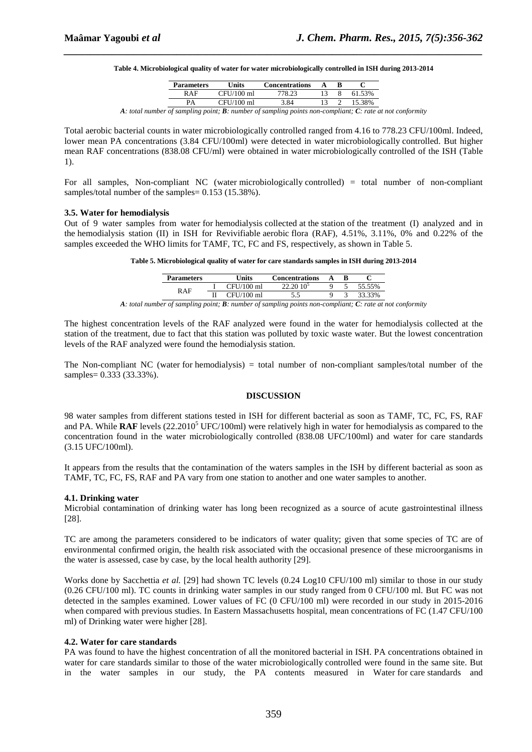**Table 4. Microbiological quality of water for water microbiologically controlled in ISH during 2013-2014**

| Parameters | Units | Concentrations | A | B | C |
|---|---|---|---|---|---|
| RAF | CFU/100 ml | 778.23 | 13 | 8 | 61.53% |
| PA | CFU/100 ml | 3.84 | 13 | 2 | 15.38% |

*A: total number of sampling point; B: number of sampling points non-compliant; C: rate at not conformity*

Total aerobic bacterial counts in water microbiologically controlled ranged from 4.16 to 778.23 CFU/100ml. Indeed, lower mean PA concentrations (3.84 CFU/100ml) were detected in water microbiologically controlled. But higher mean RAF concentrations (838.08 CFU/ml) were obtained in water microbiologically controlled of the ISH (Table 1).

For all samples, Non-compliant NC (water microbiologically controlled) = total number of non-compliant samples/total number of the samples= 0.153 (15.38%).

### 3.5. Water for hemodialysis

Out of 9 water samples from water for hemodialysis collected at the station of the treatment (I) analyzed and in the hemodialysis station (II) in ISH for Revivifiable aerobic flora (RAF), 4.51%, 3.11%, 0% and 0.22% of the samples exceeded the WHO limits for TAMF, TC, FC and FS, respectively, as shown in Table 5.

**Table 5. Microbiological quality of water for care standards samples in ISH during 2013-2014**

| Parameters | | Units | Concentrations | A | B | C |
|---|---|---|---|---|---|---|
| RAF | I | CFU/100 ml | $22.20\ 10^5$ | 9 | 5 | 55.55% |
| | II | CFU/100 ml | 5.5 | 9 | 3 | 33.33% |

*A: total number of sampling point; B: number of sampling points non-compliant; C: rate at not conformity*

The highest concentration levels of the RAF analyzed were found in the water for hemodialysis collected at the station of the treatment, due to fact that this station was polluted by toxic waste water. But the lowest concentration levels of the RAF analyzed were found the hemodialysis station.

The Non-compliant NC (water for hemodialysis) = total number of non-compliant samples/total number of the samples= 0.333 (33.33%).

## DISCUSSION

98 water samples from different stations tested in ISH for different bacterial as soon as TAMF, TC, FC, FS, RAF and PA. While **RAF** levels ($22.2010^5$ UFC/100ml) were relatively high in water for hemodialysis as compared to the concentration found in the water microbiologically controlled (838.08 UFC/100ml) and water for care standards (3.15 UFC/100ml).

It appears from the results that the contamination of the waters samples in the ISH by different bacterial as soon as TAMF, TC, FC, FS, RAF and PA vary from one station to another and one water samples to another.

### 4.1. Drinking water

Microbial contamination of drinking water has long been recognized as a source of acute gastrointestinal illness [28].

TC are among the parameters considered to be indicators of water quality; given that some species of TC are of environmental confirmed origin, the health risk associated with the occasional presence of these microorganisms in the water is assessed, case by case, by the local health authority [29].

Works done by Sacchettia *et al.* [29] had shown TC levels (0.24 Log10 CFU/100 ml) similar to those in our study (0.26 CFU/100 ml). TC counts in drinking water samples in our study ranged from 0 CFU/100 ml. But FC was not detected in the samples examined. Lower values of FC (0 CFU/100 ml) were recorded in our study in 2015-2016 when compared with previous studies. In Eastern Massachusetts hospital, mean concentrations of FC (1.47 CFU/100 ml) of Drinking water were higher [28].

### 4.2. Water for care standards

PA was found to have the highest concentration of all the monitored bacterial in ISH. PA concentrations obtained in water for care standards similar to those of the water microbiologically controlled were found in the same site. But in the water samples in our study, the PA contents measured in Water for care standards and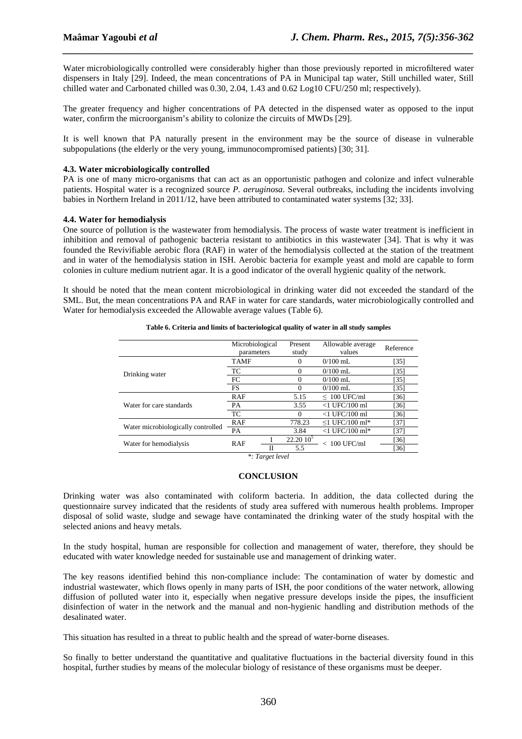Water microbiologically controlled were considerably higher than those previously reported in microfiltered water dispensers in Italy [29]. Indeed, the mean concentrations of PA in Municipal tap water, Still unchilled water, Still chilled water and Carbonated chilled was 0.30, 2.04, 1.43 and 0.62 Log10 CFU/250 ml; respectively).

The greater frequency and higher concentrations of PA detected in the dispensed water as opposed to the input water, confirm the microorganism's ability to colonize the circuits of MWDs [29].

It is well known that PA naturally present in the environment may be the source of disease in vulnerable subpopulations (the elderly or the very young, immunocompromised patients) [30; 31].

### 4.3. Water microbiologically controlled

PA is one of many micro-organisms that can act as an opportunistic pathogen and colonize and infect vulnerable patients. Hospital water is a recognized source *P. aeruginosa*. Several outbreaks, including the incidents involving babies in Northern Ireland in 2011/12, have been attributed to contaminated water systems [32; 33].

### 4.4. Water for hemodialysis

One source of pollution is the wastewater from hemodialysis. The process of waste water treatment is inefficient in inhibition and removal of pathogenic bacteria resistant to antibiotics in this wastewater [34]. That is why it was founded the Revivifiable aerobic flora (RAF) in water of the hemodialysis collected at the station of the treatment and in water of the hemodialysis station in ISH. Aerobic bacteria for example yeast and mold are capable to form colonies in culture medium nutrient agar. It is a good indicator of the overall hygienic quality of the network.

It should be noted that the mean content microbiological in drinking water did not exceeded the standard of the SML. But, the mean concentrations PA and RAF in water for care standards, water microbiologically controlled and Water for hemodialysis exceeded the Allowable average values (Table 6).

**Table 6. Criteria and limits of bacteriological quality of water in all study samples**

| | Microbiological parameters | | Present study | Allowable average values | Reference |
|---|---|---|---|---|---|
| Drinking water | TAMF | | 0 | 0/100 mL | [35] |
| | TC | | 0 | 0/100 mL | [35] |
| | FC | | 0 | 0/100 mL | [35] |
| | FS | | 0 | 0/100 mL | [35] |
| Water for care standards | RAF | | 5.15 | ≤ 100 UFC/ml | [36] |
| | PA | | 3.55 | <1 UFC/100 ml | [36] |
| | TC | | 0 | <1 UFC/100 ml | [36] |
| Water microbiologically controlled | RAF | | 778.23 | ≤1 UFC/100 ml* | [37] |
| | PA | | 3.84 | <1 UFC/100 ml* | [37] |
| Water for hemodialysis | RAF | I | $22.20\ 10^5$ | < 100 UFC/ml | [36] |
| | | II | 5.5 | | [36] |

*: Target level

## CONCLUSION

Drinking water was also contaminated with coliform bacteria. In addition, the data collected during the questionnaire survey indicated that the residents of study area suffered with numerous health problems. Improper disposal of solid waste, sludge and sewage have contaminated the drinking water of the study hospital with the selected anions and heavy metals.

In the study hospital, human are responsible for collection and management of water, therefore, they should be educated with water knowledge needed for sustainable use and management of drinking water.

The key reasons identified behind this non-compliance include: The contamination of water by domestic and industrial wastewater, which flows openly in many parts of ISH, the poor conditions of the water network, allowing diffusion of polluted water into it, especially when negative pressure develops inside the pipes, the insufficient disinfection of water in the network and the manual and non-hygienic handling and distribution methods of the desalinated water.

This situation has resulted in a threat to public health and the spread of water-borne diseases.

So finally to better understand the quantitative and qualitative fluctuations in the bacterial diversity found in this hospital, further studies by means of the molecular biology of resistance of these organisms must be deeper.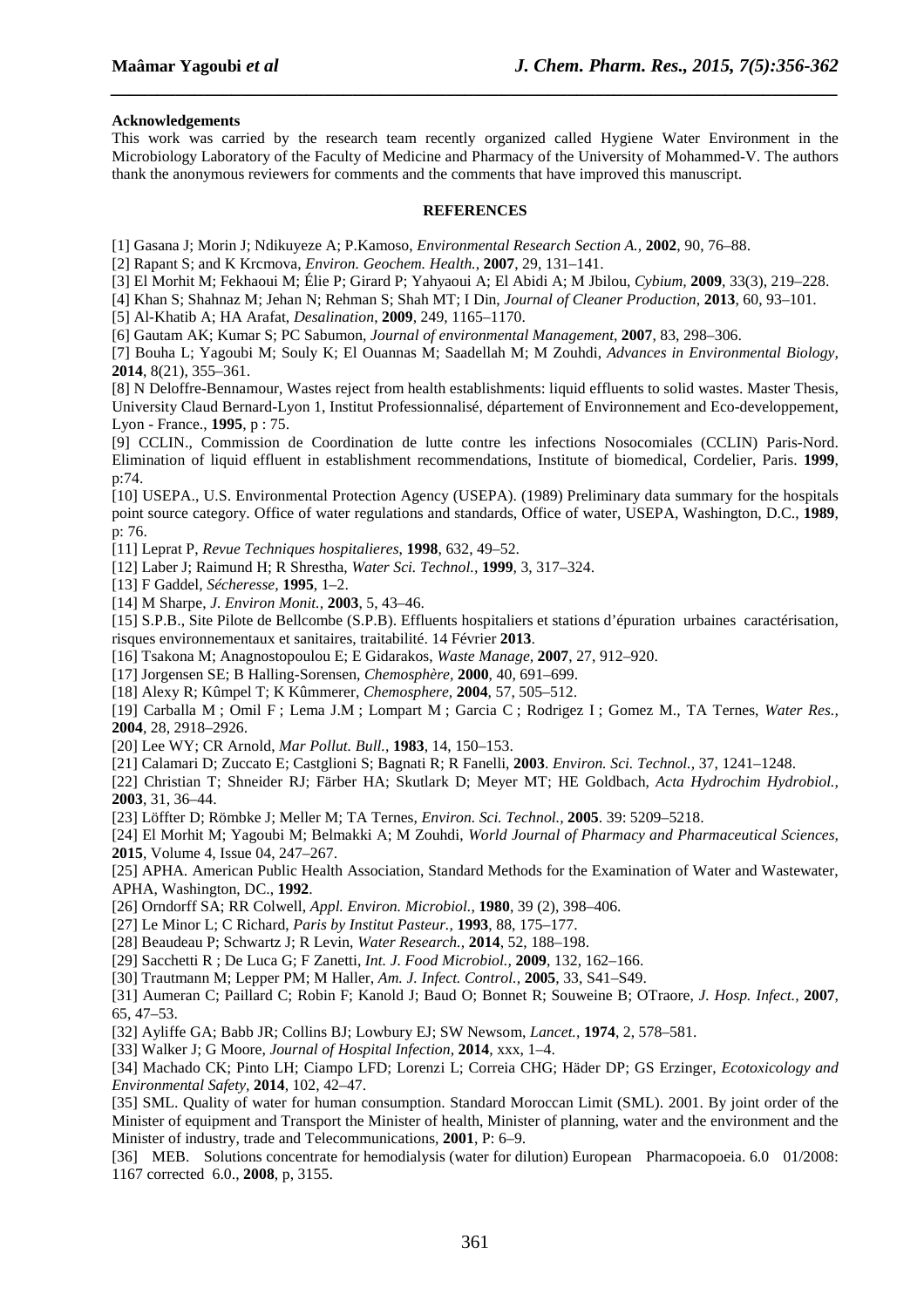**Acknowledgements**

This work was carried by the research team recently organized called Hygiene Water Environment in the Microbiology Laboratory of the Faculty of Medicine and Pharmacy of the University of Mohammed-V. The authors thank the anonymous reviewers for comments and the comments that have improved this manuscript.

## REFERENCES

[1] Gasana J; Morin J; Ndikuyeze A; P.Kamoso, *Environmental Research Section A.*, **2002**, 90, 76–88.

[2] Rapant S; and K Krcmova, *Environ. Geochem. Health.*, **2007**, 29, 131–141.

[3] El Morhit M; Fekhaoui M; Élie P; Girard P; Yahyaoui A; El Abidi A; M Jbilou, *Cybium*, **2009**, 33(3), 219–228.

[4] Khan S; Shahnaz M; Jehan N; Rehman S; Shah MT; I Din, *Journal of Cleaner Production*, **2013**, 60, 93–101.

[5] Al-Khatib A; HA Arafat, *Desalination*, **2009**, 249, 1165–1170.

[6] Gautam AK; Kumar S; PC Sabumon, *Journal of environmental Management*, **2007**, 83, 298–306.

[7] Bouha L; Yagoubi M; Souly K; El Ouannas M; Saadellah M; M Zouhdi, *Advances in Environmental Biology*, **2014**, 8(21), 355–361.

[8] N Deloffre-Bennamour, Wastes reject from health establishments: liquid effluents to solid wastes. Master Thesis, University Claud Bernard-Lyon 1, Institut Professionnalisé, département of Environnement and Eco-developpement, Lyon - France., **1995**, p : 75.

[9] CCLIN., Commission de Coordination de lutte contre les infections Nosocomiales (CCLIN) Paris-Nord. Elimination of liquid effluent in establishment recommendations, Institute of biomedical, Cordelier, Paris. **1999**, p:74.

[10] USEPA., U.S. Environmental Protection Agency (USEPA). (1989) Preliminary data summary for the hospitals point source category. Office of water regulations and standards, Office of water, USEPA, Washington, D.C., **1989**, p: 76.

[11] Leprat P, *Revue Techniques hospitalieres*, **1998**, 632, 49–52.

[12] Laber J; Raimund H; R Shrestha, *Water Sci. Technol.*, **1999**, 3, 317–324.

[13] F Gaddel, *Sécheresse*, **1995**, 1–2.

[14] M Sharpe, *J. Environ Monit.*, **2003**, 5, 43–46.

[15] S.P.B., Site Pilote de Bellcombe (S.P.B). Effluents hospitaliers et stations d'épuration urbaines caractérisation, risques environnementaux et sanitaires, traitabilité. 14 Février **2013**.

[16] Tsakona M; Anagnostopoulou E; E Gidarakos, *Waste Manage*, **2007**, 27, 912–920.

[17] Jorgensen SE; B Halling-Sorensen, *Chemosphère*, **2000**, 40, 691–699.

[18] Alexy R; Kûmpel T; K Kûmmerer, *Chemosphere*, **2004**, 57, 505–512.

[19] Carballa M ; Omil F ; Lema J.M ; Lompart M ; Garcia C ; Rodrigez I ; Gomez M., TA Ternes, *Water Res.*, **2004**, 28, 2918–2926.

[20] Lee WY; CR Arnold, *Mar Pollut. Bull.*, **1983**, 14, 150–153.

[21] Calamari D; Zuccato E; Castglioni S; Bagnati R; R Fanelli, **2003**. *Environ. Sci. Technol.*, 37, 1241–1248.

[22] Christian T; Shneider RJ; Färber HA; Skutlark D; Meyer MT; HE Goldbach, *Acta Hydrochim Hydrobiol.*, **2003**, 31, 36–44.

[23] Löffter D; Römbke J; Meller M; TA Ternes, *Environ. Sci. Technol.*, **2005**. 39: 5209–5218.

[24] El Morhit M; Yagoubi M; Belmakki A; M Zouhdi, *World Journal of Pharmacy and Pharmaceutical Sciences*, **2015**, Volume 4, Issue 04, 247–267.

[25] APHA. American Public Health Association, Standard Methods for the Examination of Water and Wastewater, APHA, Washington, DC., **1992**.

[26] Orndorff SA; RR Colwell, *Appl. Environ. Microbiol.*, **1980**, 39 (2), 398–406.

[27] Le Minor L; C Richard, *Paris by Institut Pasteur.*, **1993**, 88, 175–177.

[28] Beaudeau P; Schwartz J; R Levin, *Water Research.*, **2014**, 52, 188–198.

[29] Sacchetti R ; De Luca G; F Zanetti, *Int. J. Food Microbiol.*, **2009**, 132, 162–166.

[30] Trautmann M; Lepper PM; M Haller, *Am. J. Infect. Control.*, **2005**, 33, S41–S49.

[31] Aumeran C; Paillard C; Robin F; Kanold J; Baud O; Bonnet R; Souweine B; OTraore, *J. Hosp. Infect.*, **2007**, 65, 47–53.

[32] Ayliffe GA; Babb JR; Collins BJ; Lowbury EJ; SW Newsom, *Lancet.*, **1974**, 2, 578–581.

[33] Walker J; G Moore, *Journal of Hospital Infection*, **2014**, xxx, 1–4.

[34] Machado CK; Pinto LH; Ciampo LFD; Lorenzi L; Correia CHG; Häder DP; GS Erzinger, *Ecotoxicology and Environmental Safety*, **2014**, 102, 42–47.

[35] SML. Quality of water for human consumption. Standard Moroccan Limit (SML). 2001. By joint order of the Minister of equipment and Transport the Minister of health, Minister of planning, water and the environment and the Minister of industry, trade and Telecommunications, **2001**, P: 6–9.

[36] MEB. Solutions concentrate for hemodialysis (water for dilution) European Pharmacopoeia. 6.0 01/2008: 1167 corrected 6.0., **2008**, p, 3155.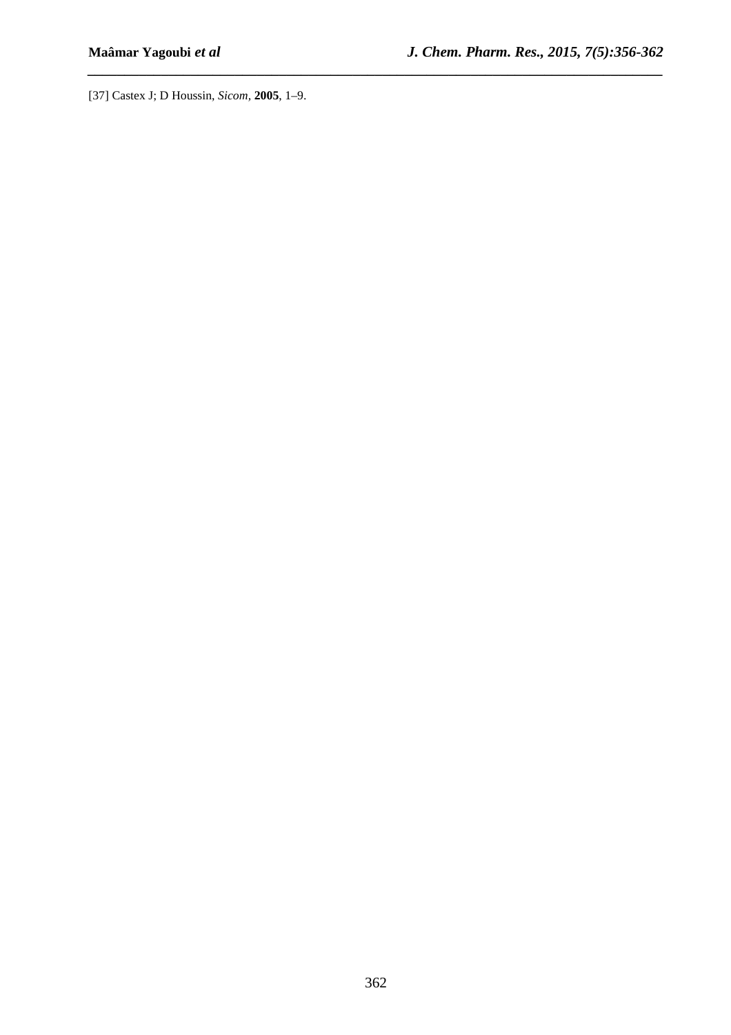[37] Castex J; D Houssin, *Sicom*, **2005**, 1–9.